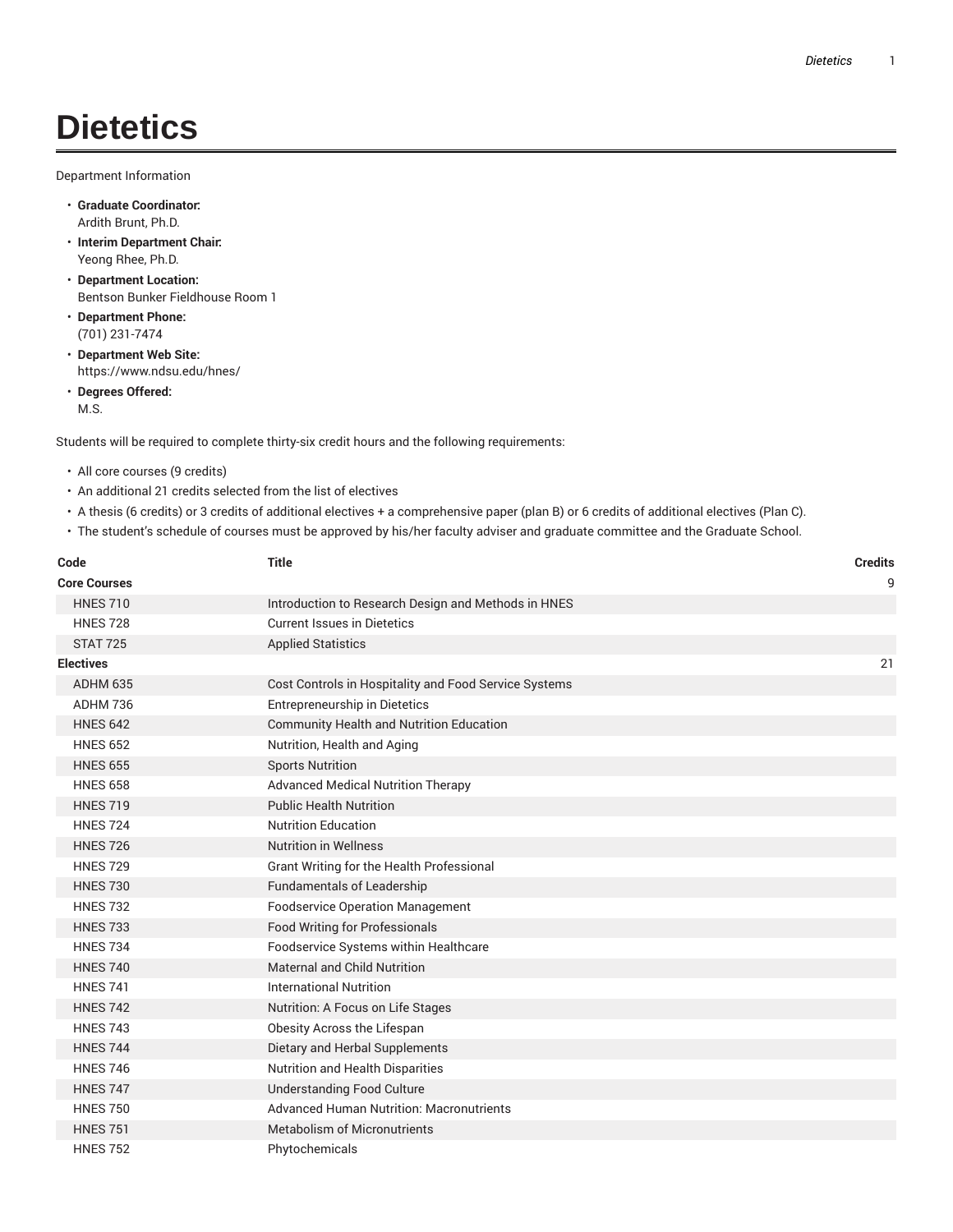# Dietetics

Department Information

- **Graduate Coordinator:**
  Ardith Brunt, Ph.D.
- **Interim Department Chair:**
  Yeong Rhee, Ph.D.
- **Department Location:**
  Bentson Bunker Fieldhouse Room 1
- **Department Phone:**
  (701) 231-7474
- **Department Web Site:**
  https://www.ndsu.edu/hnes/
- **Degrees Offered:**
  M.S.

Students will be required to complete thirty-six credit hours and the following requirements:

- All core courses (9 credits)
- An additional 21 credits selected from the list of electives
- A thesis (6 credits) or 3 credits of additional electives + a comprehensive paper (plan B) or 6 credits of additional electives (Plan C).
- The student's schedule of courses must be approved by his/her faculty adviser and graduate committee and the Graduate School.

| Code | Title | Credits |
|---|---|---|
| **Core Courses** | | 9 |
| HNES 710 | Introduction to Research Design and Methods in HNES | |
| HNES 728 | Current Issues in Dietetics | |
| STAT 725 | Applied Statistics | |
| **Electives** | | 21 |
| ADHM 635 | Cost Controls in Hospitality and Food Service Systems | |
| ADHM 736 | Entrepreneurship in Dietetics | |
| HNES 642 | Community Health and Nutrition Education | |
| HNES 652 | Nutrition, Health and Aging | |
| HNES 655 | Sports Nutrition | |
| HNES 658 | Advanced Medical Nutrition Therapy | |
| HNES 719 | Public Health Nutrition | |
| HNES 724 | Nutrition Education | |
| HNES 726 | Nutrition in Wellness | |
| HNES 729 | Grant Writing for the Health Professional | |
| HNES 730 | Fundamentals of Leadership | |
| HNES 732 | Foodservice Operation Management | |
| HNES 733 | Food Writing for Professionals | |
| HNES 734 | Foodservice Systems within Healthcare | |
| HNES 740 | Maternal and Child Nutrition | |
| HNES 741 | International Nutrition | |
| HNES 742 | Nutrition: A Focus on Life Stages | |
| HNES 743 | Obesity Across the Lifespan | |
| HNES 744 | Dietary and Herbal Supplements | |
| HNES 746 | Nutrition and Health Disparities | |
| HNES 747 | Understanding Food Culture | |
| HNES 750 | Advanced Human Nutrition: Macronutrients | |
| HNES 751 | Metabolism of Micronutrients | |
| HNES 752 | Phytochemicals | |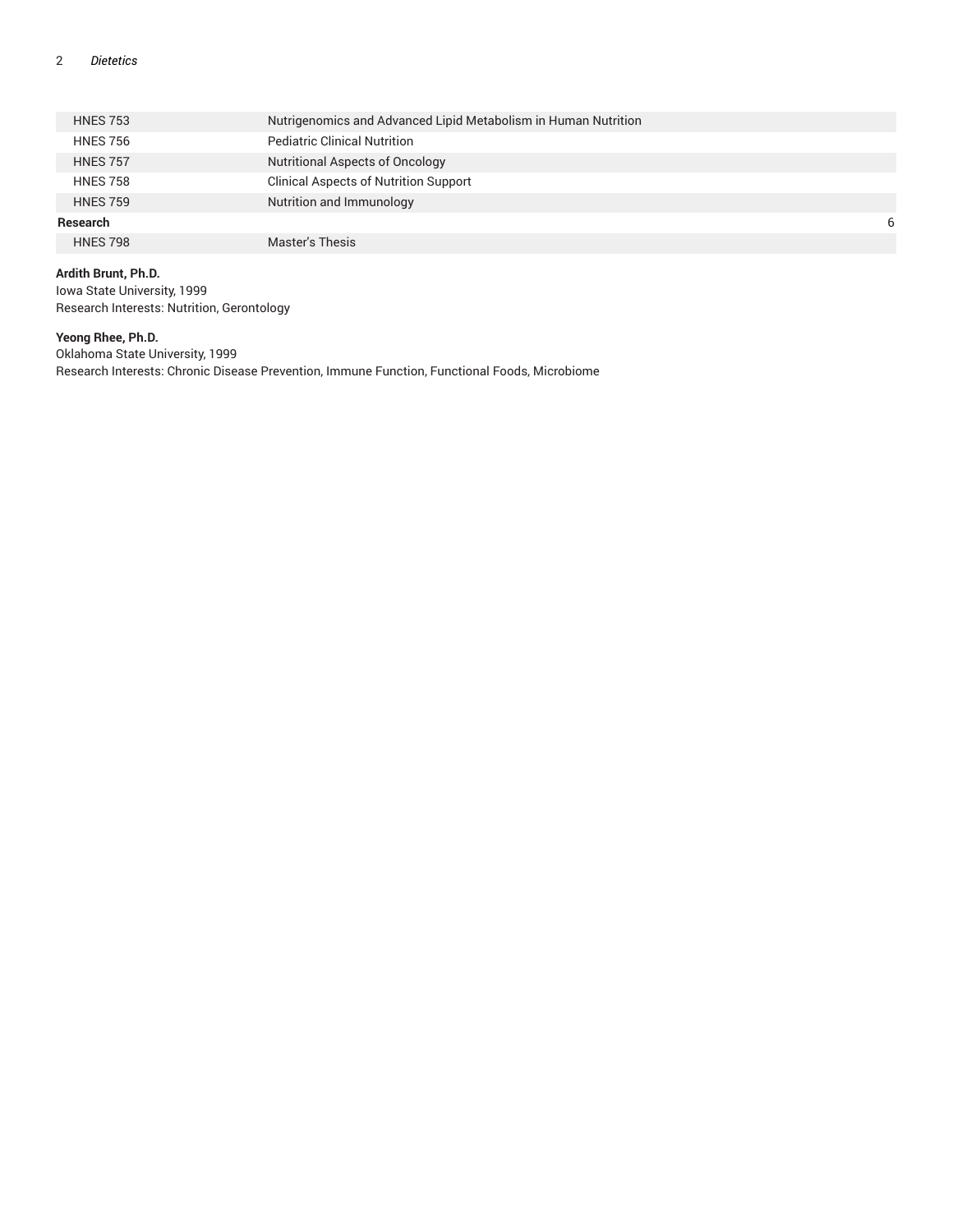| | | |
|---|---|---|
| HNES 753 | Nutrigenomics and Advanced Lipid Metabolism in Human Nutrition | |
| HNES 756 | Pediatric Clinical Nutrition | |
| HNES 757 | Nutritional Aspects of Oncology | |
| HNES 758 | Clinical Aspects of Nutrition Support | |
| HNES 759 | Nutrition and Immunology | |
| **Research** | | 6 |
| HNES 798 | Master's Thesis | |

**Ardith Brunt, Ph.D.**
Iowa State University, 1999
Research Interests: Nutrition, Gerontology

**Yeong Rhee, Ph.D.**
Oklahoma State University, 1999
Research Interests: Chronic Disease Prevention, Immune Function, Functional Foods, Microbiome